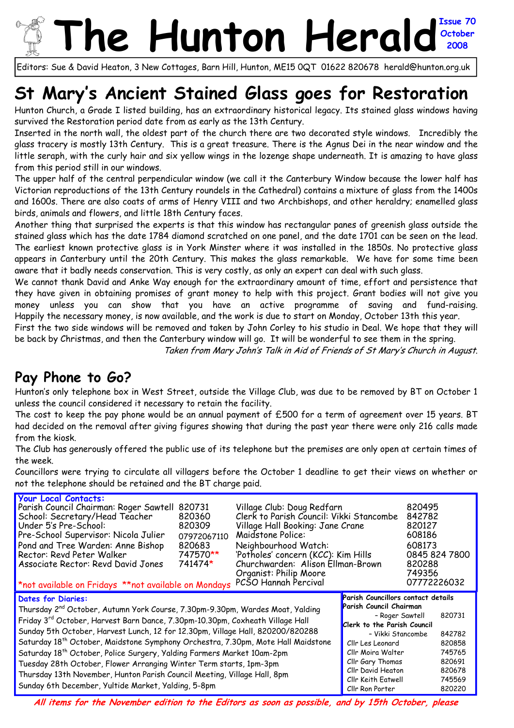# The Hunton Herald

**Issue 70 October 2008**

Editors: Sue & David Heaton, 3 New Cottages, Barn Hill, Hunton, ME15 0QT 01622 820678 herald@hunton.org.uk

## St Mary's Ancient Stained Glass goes for Restoration

Hunton Church, a Grade I listed building, has an extraordinary historical legacy. Its stained glass windows having survived the Restoration period date from as early as the 13th Century.

Inserted in the north wall, the oldest part of the church there are two decorated style windows. Incredibly the glass tracery is mostly 13th Century. This is a great treasure. There is the Agnus Dei in the near window and the little seraph, with the curly hair and six yellow wings in the lozenge shape underneath. It is amazing to have glass from this period still in our windows.

The upper half of the central perpendicular window (we call it the Canterbury Window because the lower half has Victorian reproductions of the 13th Century roundels in the Cathedral) contains a mixture of glass from the 1400s and 1600s. There are also coats of arms of Henry VIII and two Archbishops, and other heraldry; enamelled glass birds, animals and flowers, and little 18th Century faces.

Another thing that surprised the experts is that this window has rectangular panes of greenish glass outside the stained glass which has the date 1784 diamond scratched on one panel, and the date 1701 can be seen on the lead. The earliest known protective glass is in York Minster where it was installed in the 1850s. No protective glass appears in Canterbury until the 20th Century. This makes the glass remarkable. We have for some time been aware that it badly needs conservation. This is very costly, as only an expert can deal with such glass.

We cannot thank David and Anke Way enough for the extraordinary amount of time, effort and persistence that they have given in obtaining promises of grant money to help with this project. Grant bodies will not give you money unless you can show that you have an active programme of saving and fund-raising. Happily the necessary money, is now available, and the work is due to start on Monday, October 13th this year.

First the two side windows will be removed and taken by John Corley to his studio in Deal. We hope that they will be back by Christmas, and then the Canterbury window will go. It will be wonderful to see them in the spring.

*Taken from Mary John's Talk in Aid of Friends of St Mary's Church in August.*

## Pay Phone to Go?

Hunton's only telephone box in West Street, outside the Village Club, was due to be removed by BT on October 1 unless the council considered it necessary to retain the facility.

The cost to keep the pay phone would be an annual payment of £500 for a term of agreement over 15 years. BT had decided on the removal after giving figures showing that during the past year there were only 216 calls made from the kiosk.

The Club has generously offered the public use of its telephone but the premises are only open at certain times of the week.

Councillors were trying to circulate all villagers before the October 1 deadline to get their views on whether or not the telephone should be retained and the BT charge paid.

### Your Local Contacts:

| | | | |
|---|---|---|---|
| Parish Council Chairman: Roger Sawtell | 820731 | Village Club: Doug Redfarn | 820495 |
| School: Secretary/Head Teacher | 820360 | Clerk to Parish Council: Vikki Stancombe | 842782 |
| Under 5's Pre-School: | 820309 | Village Hall Booking: Jane Crane | 820127 |
| Pre-School Supervisor: Nicola Julier | 07972067110 | Maidstone Police: | 608186 |
| Pond and Tree Warden: Anne Bishop | 820683 | Neighbourhood Watch: | 608173 |
| Rector: Revd Peter Walker | 747570** | 'Potholes' concern (KCC): Kim Hills | 0845 824 7800 |
| Associate Rector: Revd David Jones | 741474* | Churchwarden: Alison Ellman-Brown | 820288 |
| | | Organist: Philip Moore | 749356 |
| | | PCSO Hannah Percival | 07772226032 |

*not available on Fridays **not available on Mondays

### Dates for Diaries:

- Thursday 2nd October, Autumn York Course, 7.30pm-9.30pm, Wardes Moat, Yalding
- Friday 3rd October, Harvest Barn Dance, 7.30pm-10.30pm, Coxheath Village Hall
- Sunday 5th October, Harvest Lunch, 12 for 12.30pm, Village Hall, 820200/820288
- Saturday 18th October, Maidstone Symphony Orchestra, 7.30pm, Mote Hall Maidstone
- Saturday 18th October, Police Surgery, Yalding Farmers Market 10am-2pm
- Tuesday 28th October, Flower Arranging Winter Term starts, 1pm-3pm
- Thursday 13th November, Hunton Parish Council Meeting, Village Hall, 8pm
- Sunday 6th December, Yultide Market, Yalding, 5-8pm

### Parish Councillors contact details

| | |
|---|---|
| **Parish Council Chairman** – Roger Sawtell | 820731 |
| **Clerk to the Parish Council** – Vikki Stancombe | 842782 |
| Cllr Les Leonard | 820858 |
| Cllr Moira Walter | 745765 |
| Cllr Gary Thomas | 820691 |
| Cllr David Heaton | 820678 |
| Cllr Keith Eatwell | 745569 |
| Cllr Ron Porter | 820220 |

***All items for the November edition to the Editors as soon as possible, and by 15th October, please***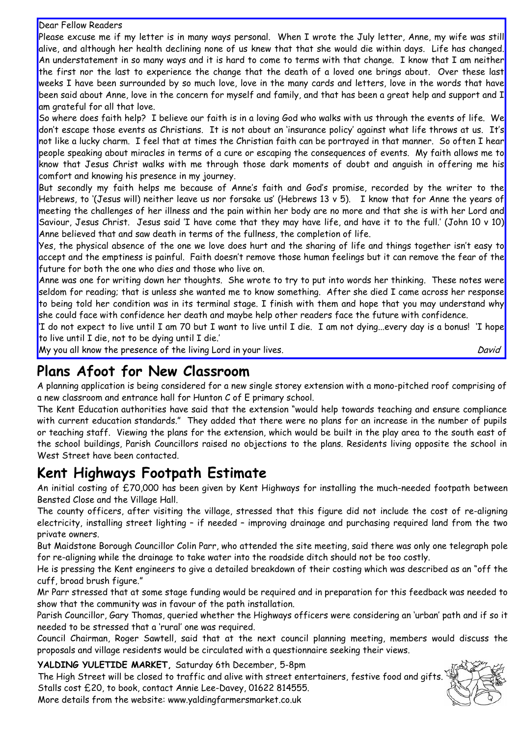Dear Fellow Readers

Please excuse me if my letter is in many ways personal. When I wrote the July letter, Anne, my wife was still alive, and although her health declining none of us knew that that she would die within days. Life has changed. An understatement in so many ways and it is hard to come to terms with that change. I know that I am neither the first nor the last to experience the change that the death of a loved one brings about. Over these last weeks I have been surrounded by so much love, love in the many cards and letters, love in the words that have been said about Anne, love in the concern for myself and family, and that has been a great help and support and I am grateful for all that love.

So where does faith help? I believe our faith is in a loving God who walks with us through the events of life. We don't escape those events as Christians. It is not about an 'insurance policy' against what life throws at us. It's not like a lucky charm. I feel that at times the Christian faith can be portrayed in that manner. So often I hear people speaking about miracles in terms of a cure or escaping the consequences of events. My faith allows me to know that Jesus Christ walks with me through those dark moments of doubt and anguish in offering me his comfort and knowing his presence in my journey.

But secondly my faith helps me because of Anne's faith and God's promise, recorded by the writer to the Hebrews, to '(Jesus will) neither leave us nor forsake us' (Hebrews 13 v 5). I know that for Anne the years of meeting the challenges of her illness and the pain within her body are no more and that she is with her Lord and Saviour, Jesus Christ. Jesus said 'I have come that they may have life, and have it to the full.' (John 10 v 10) Anne believed that and saw death in terms of the fullness, the completion of life.

Yes, the physical absence of the one we love does hurt and the sharing of life and things together isn't easy to accept and the emptiness is painful. Faith doesn't remove those human feelings but it can remove the fear of the future for both the one who dies and those who live on.

Anne was one for writing down her thoughts. She wrote to try to put into words her thinking. These notes were seldom for reading; that is unless she wanted me to know something. After she died I came across her response to being told her condition was in its terminal stage. I finish with them and hope that you may understand why she could face with confidence her death and maybe help other readers face the future with confidence.

'I do not expect to live until I am 70 but I want to live until I die. I am not dying...every day is a bonus! 'I hope to live until I die, not to be dying until I die.'

My you all know the presence of the living Lord in your lives. *David*

## Plans Afoot for New Classroom

A planning application is being considered for a new single storey extension with a mono-pitched roof comprising of a new classroom and entrance hall for Hunton C of E primary school.

The Kent Education authorities have said that the extension "would help towards teaching and ensure compliance with current education standards." They added that there were no plans for an increase in the number of pupils or teaching staff. Viewing the plans for the extension, which would be built in the play area to the south east of the school buildings, Parish Councillors raised no objections to the plans. Residents living opposite the school in West Street have been contacted.

## Kent Highways Footpath Estimate

An initial costing of £70,000 has been given by Kent Highways for installing the much-needed footpath between Bensted Close and the Village Hall.

The county officers, after visiting the village, stressed that this figure did not include the cost of re-aligning electricity, installing street lighting – if needed – improving drainage and purchasing required land from the two private owners.

But Maidstone Borough Councillor Colin Parr, who attended the site meeting, said there was only one telegraph pole for re-aligning while the drainage to take water into the roadside ditch should not be too costly.

He is pressing the Kent engineers to give a detailed breakdown of their costing which was described as an "off the cuff, broad brush figure."

Mr Parr stressed that at some stage funding would be required and in preparation for this feedback was needed to show that the community was in favour of the path installation.

Parish Councillor, Gary Thomas, queried whether the Highways officers were considering an 'urban' path and if so it needed to be stressed that a 'rural' one was required.

Council Chairman, Roger Sawtell, said that at the next council planning meeting, members would discuss the proposals and village residents would be circulated with a questionnaire seeking their views.

**YALDING YULETIDE MARKET,** Saturday 6th December, 5-8pm

The High Street will be closed to traffic and alive with street entertainers, festive food and gifts.
Stalls cost £20, to book, contact Annie Lee-Davey, 01622 814555.
More details from the website: www.yaldingfarmersmarket.co.uk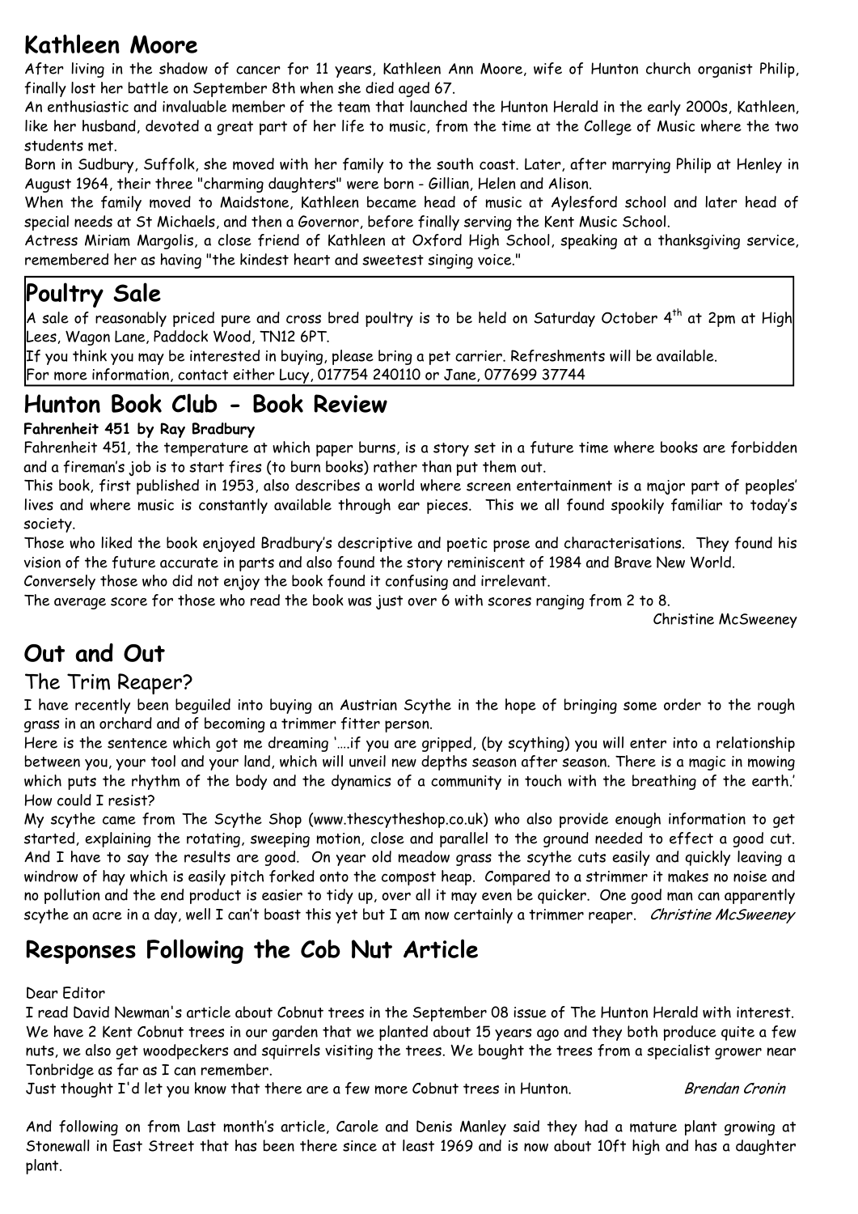## Kathleen Moore

After living in the shadow of cancer for 11 years, Kathleen Ann Moore, wife of Hunton church organist Philip, finally lost her battle on September 8th when she died aged 67.

An enthusiastic and invaluable member of the team that launched the Hunton Herald in the early 2000s, Kathleen, like her husband, devoted a great part of her life to music, from the time at the College of Music where the two students met.

Born in Sudbury, Suffolk, she moved with her family to the south coast. Later, after marrying Philip at Henley in August 1964, their three "charming daughters" were born - Gillian, Helen and Alison.

When the family moved to Maidstone, Kathleen became head of music at Aylesford school and later head of special needs at St Michaels, and then a Governor, before finally serving the Kent Music School.

Actress Miriam Margolis, a close friend of Kathleen at Oxford High School, speaking at a thanksgiving service, remembered her as having "the kindest heart and sweetest singing voice."

## Poultry Sale

A sale of reasonably priced pure and cross bred poultry is to be held on Saturday October 4th at 2pm at High Lees, Wagon Lane, Paddock Wood, TN12 6PT.

If you think you may be interested in buying, please bring a pet carrier. Refreshments will be available.

For more information, contact either Lucy, 017754 240110 or Jane, 077699 37744

## Hunton Book Club - Book Review

**Fahrenheit 451 by Ray Bradbury**

Fahrenheit 451, the temperature at which paper burns, is a story set in a future time where books are forbidden and a fireman's job is to start fires (to burn books) rather than put them out.

This book, first published in 1953, also describes a world where screen entertainment is a major part of peoples' lives and where music is constantly available through ear pieces. This we all found spookily familiar to today's society.

Those who liked the book enjoyed Bradbury's descriptive and poetic prose and characterisations. They found his vision of the future accurate in parts and also found the story reminiscent of 1984 and Brave New World.

Conversely those who did not enjoy the book found it confusing and irrelevant.

The average score for those who read the book was just over 6 with scores ranging from 2 to 8.

Christine McSweeney

## Out and Out

### The Trim Reaper?

I have recently been beguiled into buying an Austrian Scythe in the hope of bringing some order to the rough grass in an orchard and of becoming a trimmer fitter person.

Here is the sentence which got me dreaming '….if you are gripped, (by scything) you will enter into a relationship between you, your tool and your land, which will unveil new depths season after season. There is a magic in mowing which puts the rhythm of the body and the dynamics of a community in touch with the breathing of the earth.' How could I resist?

My scythe came from The Scythe Shop (www.thescytheshop.co.uk) who also provide enough information to get started, explaining the rotating, sweeping motion, close and parallel to the ground needed to effect a good cut. And I have to say the results are good. On year old meadow grass the scythe cuts easily and quickly leaving a windrow of hay which is easily pitch forked onto the compost heap. Compared to a strimmer it makes no noise and no pollution and the end product is easier to tidy up, over all it may even be quicker. One good man can apparently scythe an acre in a day, well I can't boast this yet but I am now certainly a trimmer reaper. *Christine McSweeney*

## Responses Following the Cob Nut Article

Dear Editor

I read David Newman's article about Cobnut trees in the September 08 issue of The Hunton Herald with interest. We have 2 Kent Cobnut trees in our garden that we planted about 15 years ago and they both produce quite a few nuts, we also get woodpeckers and squirrels visiting the trees. We bought the trees from a specialist grower near Tonbridge as far as I can remember.

Just thought I'd let you know that there are a few more Cobnut trees in Hunton. *Brendan Cronin*

And following on from Last month's article, Carole and Denis Manley said they had a mature plant growing at Stonewall in East Street that has been there since at least 1969 and is now about 10ft high and has a daughter plant.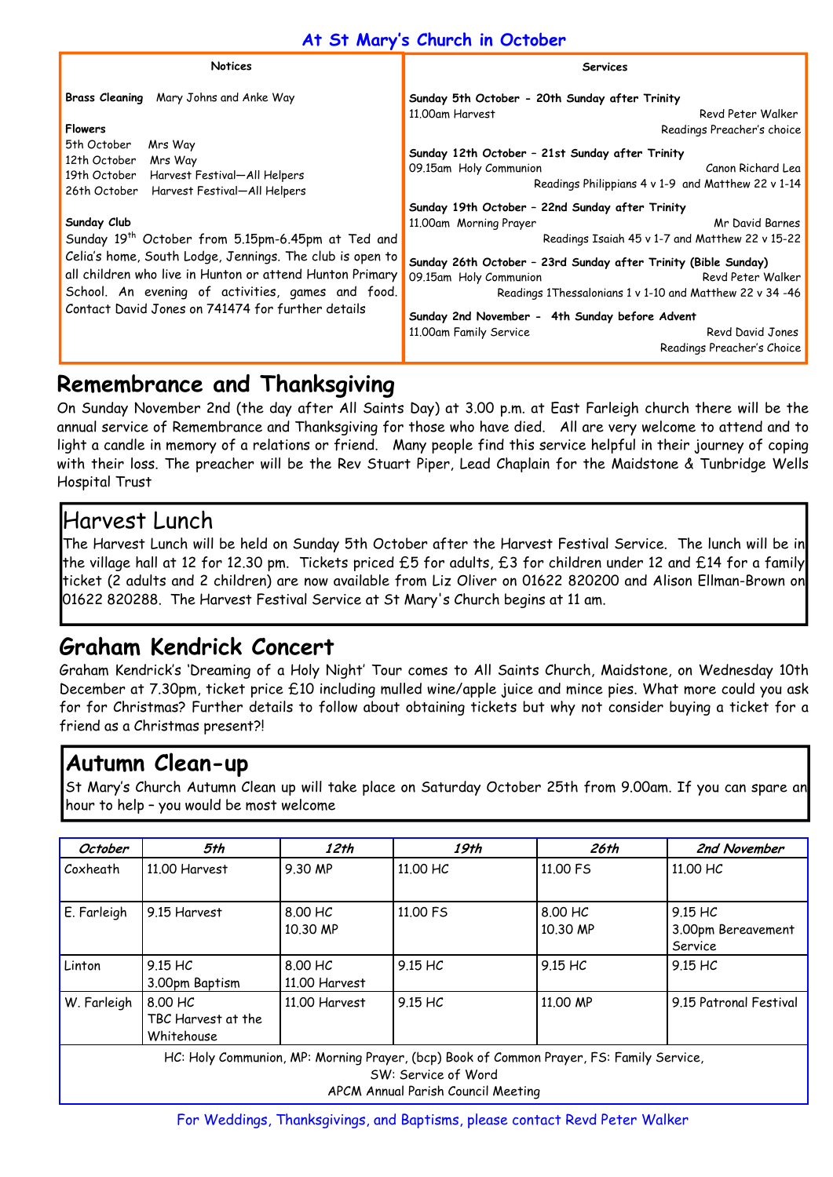# At St Mary's Church in October

## Notices

**Brass Cleaning** Mary Johns and Anke Way

**Flowers**

5th October Mrs Way
12th October Mrs Way
19th October Harvest Festival—All Helpers
26th October Harvest Festival—All Helpers

**Sunday Club**

Sunday 19th October from 5.15pm-6.45pm at Ted and Celia's home, South Lodge, Jennings. The club is open to all children who live in Hunton or attend Hunton Primary School. An evening of activities, games and food. Contact David Jones on 741474 for further details

## Services

**Sunday 5th October - 20th Sunday after Trinity**
11.00am Harvest — Revd Peter Walker
Readings Preacher's choice

**Sunday 12th October – 21st Sunday after Trinity**
09.15am Holy Communion — Canon Richard Lea
Readings Philippians 4 v 1-9 and Matthew 22 v 1-14

**Sunday 19th October – 22nd Sunday after Trinity**
11.00am Morning Prayer — Mr David Barnes
Readings Isaiah 45 v 1-7 and Matthew 22 v 15-22

**Sunday 26th October – 23rd Sunday after Trinity (Bible Sunday)**
09.15am Holy Communion — Revd Peter Walker
Readings 1Thessalonians 1 v 1-10 and Matthew 22 v 34 -46

**Sunday 2nd November - 4th Sunday before Advent**
11.00am Family Service — Revd David Jones
Readings Preacher's Choice

# Remembrance and Thanksgiving

On Sunday November 2nd (the day after All Saints Day) at 3.00 p.m. at East Farleigh church there will be the annual service of Remembrance and Thanksgiving for those who have died. All are very welcome to attend and to light a candle in memory of a relations or friend. Many people find this service helpful in their journey of coping with their loss. The preacher will be the Rev Stuart Piper, Lead Chaplain for the Maidstone & Tunbridge Wells Hospital Trust

# Harvest Lunch

The Harvest Lunch will be held on Sunday 5th October after the Harvest Festival Service. The lunch will be in the village hall at 12 for 12.30 pm. Tickets priced £5 for adults, £3 for children under 12 and £14 for a family ticket (2 adults and 2 children) are now available from Liz Oliver on 01622 820200 and Alison Ellman-Brown on 01622 820288. The Harvest Festival Service at St Mary's Church begins at 11 am.

# Graham Kendrick Concert

Graham Kendrick's 'Dreaming of a Holy Night' Tour comes to All Saints Church, Maidstone, on Wednesday 10th December at 7.30pm, ticket price £10 including mulled wine/apple juice and mince pies. What more could you ask for for Christmas? Further details to follow about obtaining tickets but why not consider buying a ticket for a friend as a Christmas present?!

# Autumn Clean-up

St Mary's Church Autumn Clean up will take place on Saturday October 25th from 9.00am. If you can spare an hour to help – you would be most welcome

| October | 5th | 12th | 19th | 26th | 2nd November |
|---|---|---|---|---|---|
| Coxheath | 11.00 Harvest | 9.30 MP | 11.00 HC | 11.00 FS | 11.00 HC |
| E. Farleigh | 9.15 Harvest | 8.00 HC<br>10.30 MP | 11.00 FS | 8.00 HC<br>10.30 MP | 9.15 HC<br>3.00pm Bereavement Service |
| Linton | 9.15 HC<br>3.00pm Baptism | 8.00 HC<br>11.00 Harvest | 9.15 HC | 9.15 HC | 9.15 HC |
| W. Farleigh | 8.00 HC<br>TBC Harvest at the Whitehouse | 11.00 Harvest | 9.15 HC | 11.00 MP | 9.15 Patronal Festival |

HC: Holy Communion, MP: Morning Prayer, (bcp) Book of Common Prayer, FS: Family Service, SW: Service of Word
APCM Annual Parish Council Meeting

For Weddings, Thanksgivings, and Baptisms, please contact Revd Peter Walker